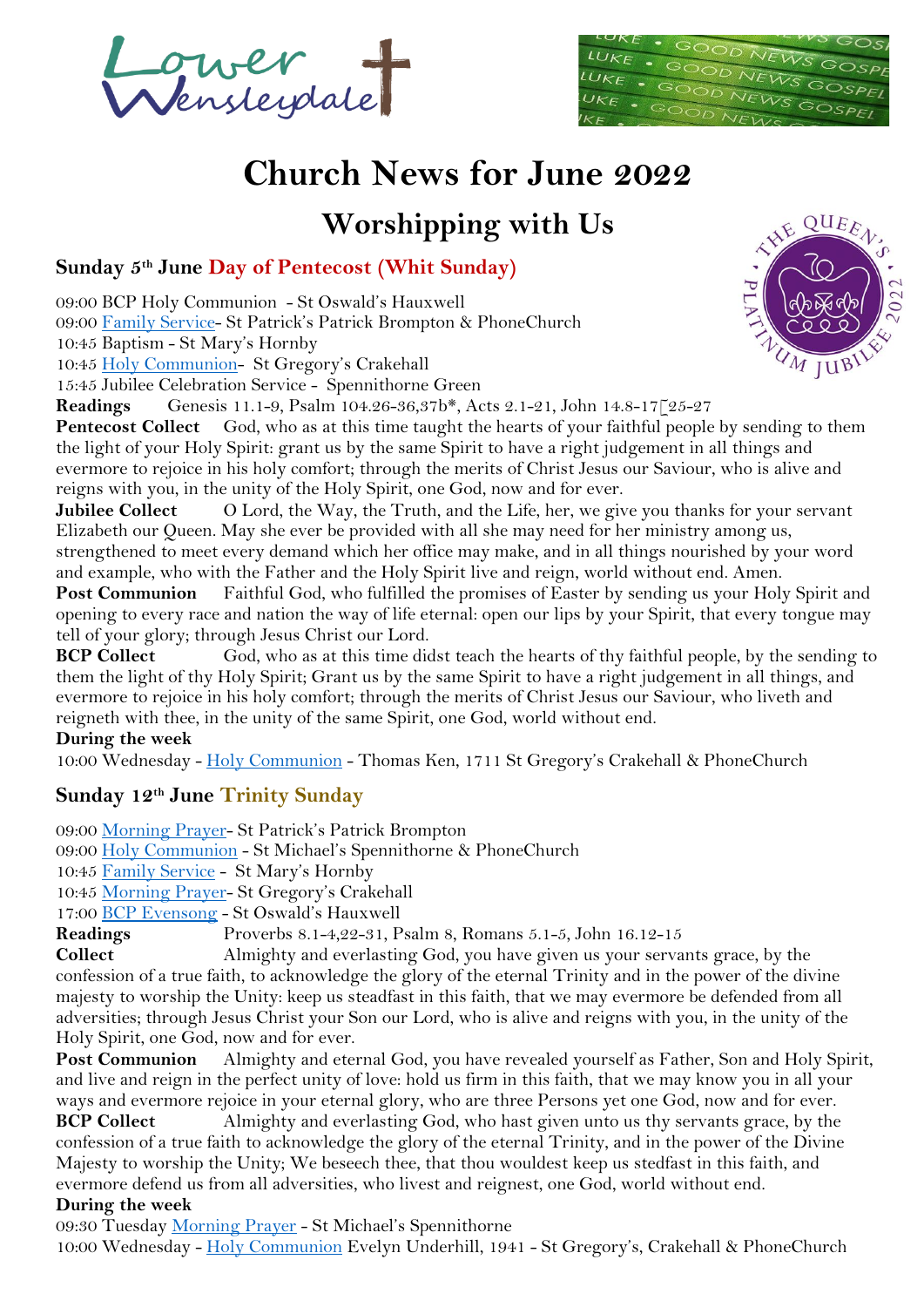# Church News for June 2022

## Worshipping with Us

### Sunday 5th June Day of Pentecost (Whit Sunday)

09:00 BCP Holy Communion - St Oswald's Hauxwell
09:00 Family Service- St Patrick's Patrick Brompton & PhoneChurch
10:45 Baptism - St Mary's Hornby
10:45 Holy Communion- St Gregory's Crakehall
15:45 Jubilee Celebration Service - Spennithorne Green

**Readings** Genesis 11.1-9, Psalm 104.26-36,37b*, Acts 2.1-21, John 14.8-17[25-27

**Pentecost Collect** God, who as at this time taught the hearts of your faithful people by sending to them the light of your Holy Spirit: grant us by the same Spirit to have a right judgement in all things and evermore to rejoice in his holy comfort; through the merits of Christ Jesus our Saviour, who is alive and reigns with you, in the unity of the Holy Spirit, one God, now and for ever.

**Jubilee Collect** O Lord, the Way, the Truth, and the Life, her, we give you thanks for your servant Elizabeth our Queen. May she ever be provided with all she may need for her ministry among us, strengthened to meet every demand which her office may make, and in all things nourished by your word and example, who with the Father and the Holy Spirit live and reign, world without end. Amen.

**Post Communion** Faithful God, who fulfilled the promises of Easter by sending us your Holy Spirit and opening to every race and nation the way of life eternal: open our lips by your Spirit, that every tongue may tell of your glory; through Jesus Christ our Lord.

**BCP Collect** God, who as at this time didst teach the hearts of thy faithful people, by the sending to them the light of thy Holy Spirit; Grant us by the same Spirit to have a right judgement in all things, and evermore to rejoice in his holy comfort; through the merits of Christ Jesus our Saviour, who liveth and reigneth with thee, in the unity of the same Spirit, one God, world without end.

**During the week**

10:00 Wednesday - Holy Communion - Thomas Ken, 1711 St Gregory's Crakehall & PhoneChurch

### Sunday 12th June Trinity Sunday

09:00 Morning Prayer- St Patrick's Patrick Brompton
09:00 Holy Communion - St Michael's Spennithorne & PhoneChurch
10:45 Family Service - St Mary's Hornby
10:45 Morning Prayer- St Gregory's Crakehall
17:00 BCP Evensong - St Oswald's Hauxwell

**Readings** Proverbs 8.1-4,22-31, Psalm 8, Romans 5.1-5, John 16.12-15

**Collect** Almighty and everlasting God, you have given us your servants grace, by the confession of a true faith, to acknowledge the glory of the eternal Trinity and in the power of the divine majesty to worship the Unity: keep us steadfast in this faith, that we may evermore be defended from all adversities; through Jesus Christ your Son our Lord, who is alive and reigns with you, in the unity of the Holy Spirit, one God, now and for ever.

**Post Communion** Almighty and eternal God, you have revealed yourself as Father, Son and Holy Spirit, and live and reign in the perfect unity of love: hold us firm in this faith, that we may know you in all your ways and evermore rejoice in your eternal glory, who are three Persons yet one God, now and for ever.

**BCP Collect** Almighty and everlasting God, who hast given unto us thy servants grace, by the confession of a true faith to acknowledge the glory of the eternal Trinity, and in the power of the Divine Majesty to worship the Unity; We beseech thee, that thou wouldest keep us stedfast in this faith, and evermore defend us from all adversities, who livest and reignest, one God, world without end.

**During the week**

09:30 Tuesday Morning Prayer - St Michael's Spennithorne
10:00 Wednesday - Holy Communion Evelyn Underhill, 1941 - St Gregory's, Crakehall & PhoneChurch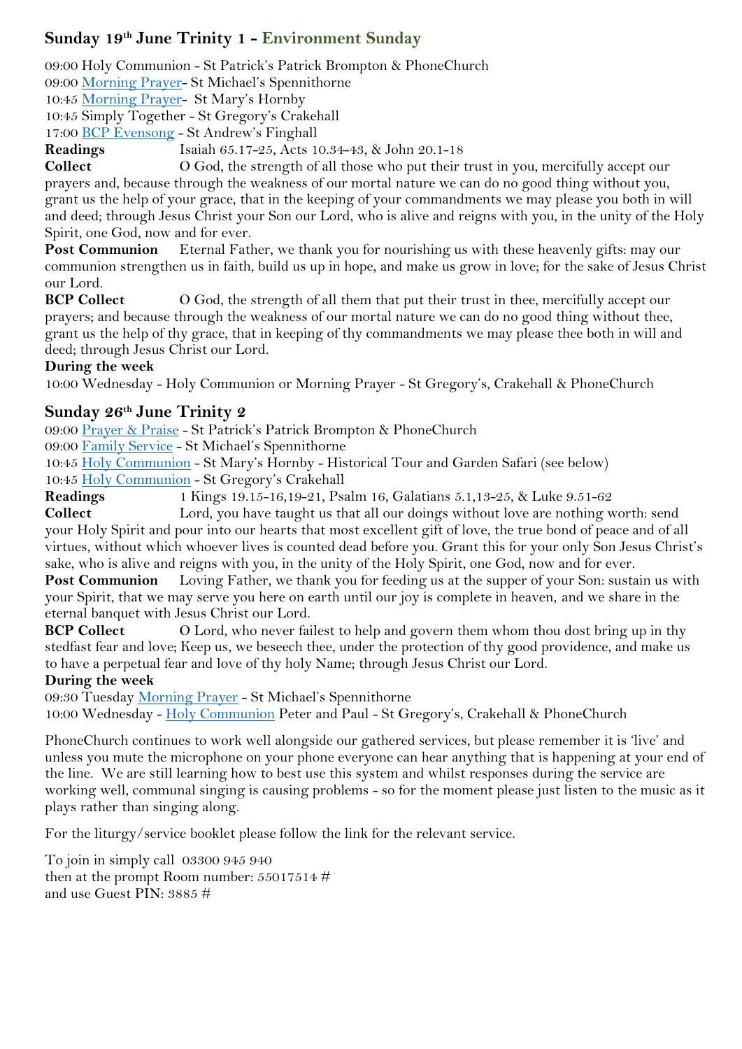## Sunday 19th June Trinity 1 - Environment Sunday

09:00 Holy Communion - St Patrick's Patrick Brompton & PhoneChurch
09:00 Morning Prayer- St Michael's Spennithorne
10:45 Morning Prayer- St Mary's Hornby
10:45 Simply Together - St Gregory's Crakehall
17:00 BCP Evensong - St Andrew's Finghall

**Readings** Isaiah 65.17-25, Acts 10.34-43, & John 20.1-18

**Collect** O God, the strength of all those who put their trust in you, mercifully accept our prayers and, because through the weakness of our mortal nature we can do no good thing without you, grant us the help of your grace, that in the keeping of your commandments we may please you both in will and deed; through Jesus Christ your Son our Lord, who is alive and reigns with you, in the unity of the Holy Spirit, one God, now and for ever.

**Post Communion** Eternal Father, we thank you for nourishing us with these heavenly gifts: may our communion strengthen us in faith, build us up in hope, and make us grow in love; for the sake of Jesus Christ our Lord.

**BCP Collect** O God, the strength of all them that put their trust in thee, mercifully accept our prayers; and because through the weakness of our mortal nature we can do no good thing without thee, grant us the help of thy grace, that in keeping of thy commandments we may please thee both in will and deed; through Jesus Christ our Lord.

**During the week**

10:00 Wednesday - Holy Communion or Morning Prayer - St Gregory's, Crakehall & PhoneChurch

## Sunday 26th June Trinity 2

09:00 Prayer & Praise - St Patrick's Patrick Brompton & PhoneChurch
09:00 Family Service - St Michael's Spennithorne
10:45 Holy Communion - St Mary's Hornby - Historical Tour and Garden Safari (see below)
10:45 Holy Communion - St Gregory's Crakehall

**Readings** 1 Kings 19.15-16,19-21, Psalm 16, Galatians 5.1,13-25, & Luke 9.51-62

**Collect** Lord, you have taught us that all our doings without love are nothing worth: send your Holy Spirit and pour into our hearts that most excellent gift of love, the true bond of peace and of all virtues, without which whoever lives is counted dead before you. Grant this for your only Son Jesus Christ's sake, who is alive and reigns with you, in the unity of the Holy Spirit, one God, now and for ever.

**Post Communion** Loving Father, we thank you for feeding us at the supper of your Son: sustain us with your Spirit, that we may serve you here on earth until our joy is complete in heaven, and we share in the eternal banquet with Jesus Christ our Lord.

**BCP Collect** O Lord, who never failest to help and govern them whom thou dost bring up in thy stedfast fear and love; Keep us, we beseech thee, under the protection of thy good providence, and make us to have a perpetual fear and love of thy holy Name; through Jesus Christ our Lord.

**During the week**

09:30 Tuesday Morning Prayer - St Michael's Spennithorne
10:00 Wednesday - Holy Communion Peter and Paul - St Gregory's, Crakehall & PhoneChurch

PhoneChurch continues to work well alongside our gathered services, but please remember it is 'live' and unless you mute the microphone on your phone everyone can hear anything that is happening at your end of the line. We are still learning how to best use this system and whilst responses during the service are working well, communal singing is causing problems - so for the moment please just listen to the music as it plays rather than singing along.

For the liturgy/service booklet please follow the link for the relevant service.

To join in simply call 03300 945 940
then at the prompt Room number: 55017514 #
and use Guest PIN: 3885 #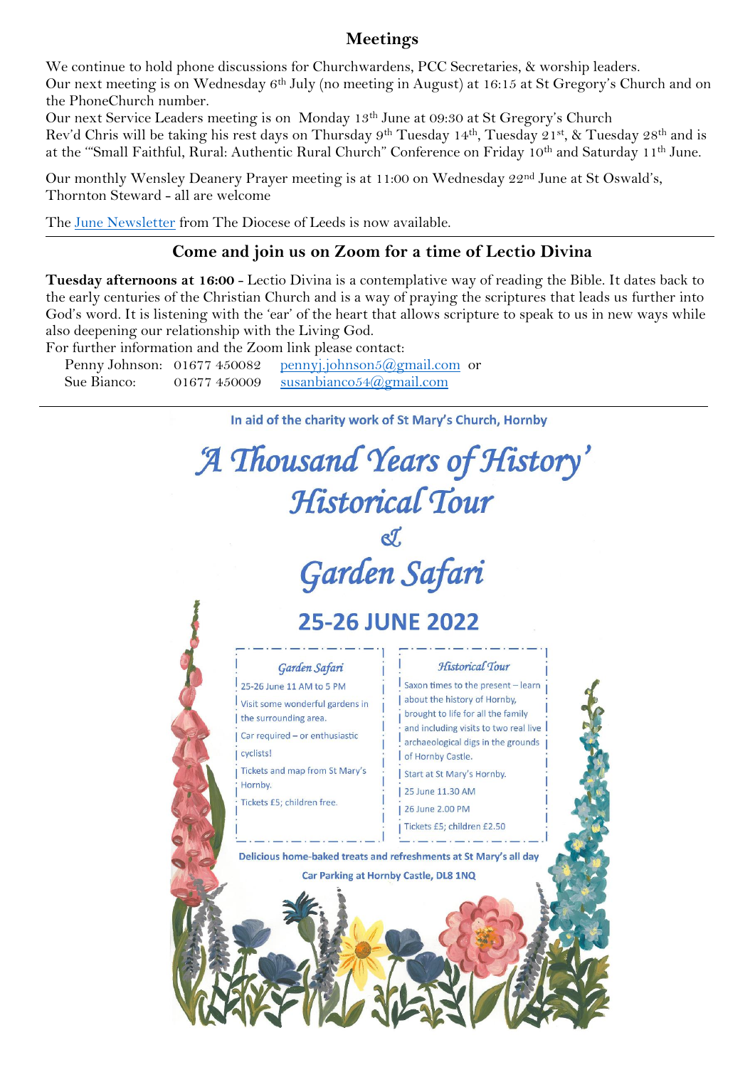## Meetings

We continue to hold phone discussions for Churchwardens, PCC Secretaries, & worship leaders.
Our next meeting is on Wednesday 6th July (no meeting in August) at 16:15 at St Gregory's Church and on the PhoneChurch number.
Our next Service Leaders meeting is on Monday 13th June at 09:30 at St Gregory's Church
Rev'd Chris will be taking his rest days on Thursday 9th Tuesday 14th, Tuesday 21st, & Tuesday 28th and is at the '"Small Faithful, Rural: Authentic Rural Church" Conference on Friday 10th and Saturday 11th June.

Our monthly Wensley Deanery Prayer meeting is at 11:00 on Wednesday 22nd June at St Oswald's, Thornton Steward - all are welcome

The June Newsletter from The Diocese of Leeds is now available.

## Come and join us on Zoom for a time of Lectio Divina

**Tuesday afternoons at 16:00** - Lectio Divina is a contemplative way of reading the Bible. It dates back to the early centuries of the Christian Church and is a way of praying the scriptures that leads us further into God's word. It is listening with the 'ear' of the heart that allows scripture to speak to us in new ways while also deepening our relationship with the Living God.
For further information and the Zoom link please contact:

| | | |
|---|---|---|
| Penny Johnson: | 01677 450082 | pennyj.johnson5@gmail.com or |
| Sue Bianco: | 01677 450009 | susanbianco54@gmail.com |

In aid of the charity work of St Mary's Church, Hornby

# *'A Thousand Years of History' Historical Tour & Garden Safari*

## 25-26 JUNE 2022

### *Garden Safari*

25-26 June 11 AM to 5 PM

Visit some wonderful gardens in the surrounding area.

Car required – or enthusiastic cyclists!

Tickets and map from St Mary's Hornby.

Tickets £5; children free.

### *Historical Tour*

Saxon times to the present – learn about the history of Hornby, brought to life for all the family and including visits to two real live archaeological digs in the grounds of Hornby Castle.

Start at St Mary's Hornby.

25 June 11.30 AM

26 June 2.00 PM

Tickets £5; children £2.50

Delicious home-baked treats and refreshments at St Mary's all day

Car Parking at Hornby Castle, DL8 1NQ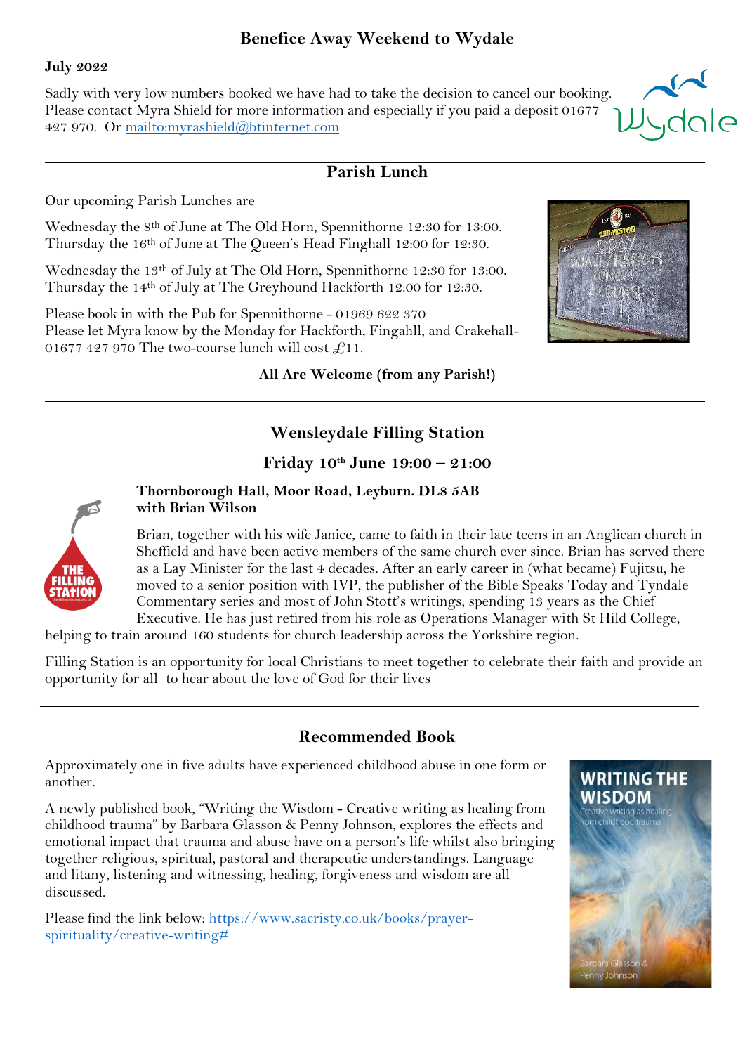## Benefice Away Weekend to Wydale

**July 2022**

Sadly with very low numbers booked we have had to take the decision to cancel our booking. Please contact Myra Shield for more information and especially if you paid a deposit 01677 427 970. Or [mailto:myrashield@btinternet.com](mailto:myrashield@btinternet.com)

## Parish Lunch

Our upcoming Parish Lunches are

Wednesday the 8th of June at The Old Horn, Spennithorne 12:30 for 13:00.
Thursday the 16th of June at The Queen's Head Finghall 12:00 for 12:30.

Wednesday the 13th of July at The Old Horn, Spennithorne 12:30 for 13:00.
Thursday the 14th of July at The Greyhound Hackforth 12:00 for 12:30.

Please book in with the Pub for Spennithorne - 01969 622 370
Please let Myra know by the Monday for Hackforth, Fingahll, and Crakehall- 01677 427 970 The two-course lunch will cost £11.

**All Are Welcome (from any Parish!)**

## Wensleydale Filling Station

### Friday 10th June 19:00 – 21:00

**Thornborough Hall, Moor Road, Leyburn. DL8 5AB with Brian Wilson**

Brian, together with his wife Janice, came to faith in their late teens in an Anglican church in Sheffield and have been active members of the same church ever since. Brian has served there as a Lay Minister for the last 4 decades. After an early career in (what became) Fujitsu, he moved to a senior position with IVP, the publisher of the Bible Speaks Today and Tyndale Commentary series and most of John Stott's writings, spending 13 years as the Chief Executive. He has just retired from his role as Operations Manager with St Hild College, helping to train around 160 students for church leadership across the Yorkshire region.

Filling Station is an opportunity for local Christians to meet together to celebrate their faith and provide an opportunity for all to hear about the love of God for their lives

## Recommended Book

Approximately one in five adults have experienced childhood abuse in one form or another.

A newly published book, "Writing the Wisdom - Creative writing as healing from childhood trauma" by Barbara Glasson & Penny Johnson, explores the effects and emotional impact that trauma and abuse have on a person's life whilst also bringing together religious, spiritual, pastoral and therapeutic understandings. Language and litany, listening and witnessing, healing, forgiveness and wisdom are all discussed.

Please find the link below: [https://www.sacristy.co.uk/books/prayer-spirituality/creative-writing#](https://www.sacristy.co.uk/books/prayer-spirituality/creative-writing#)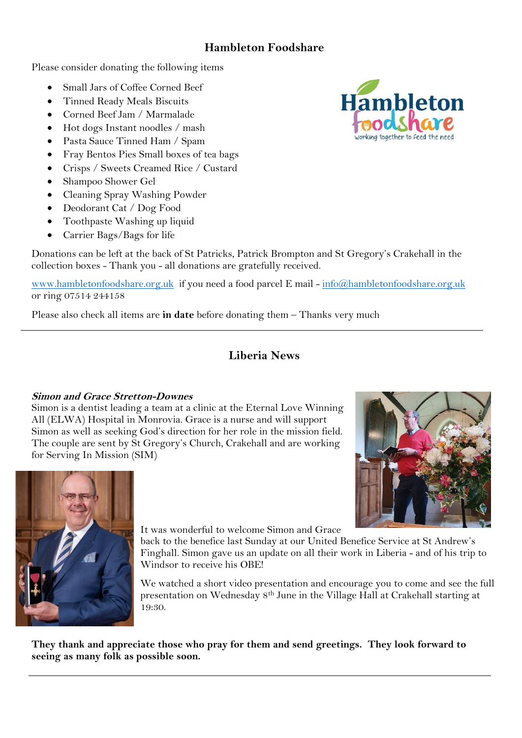## Hambleton Foodshare

Please consider donating the following items

- Small Jars of Coffee Corned Beef
- Tinned Ready Meals Biscuits
- Corned Beef Jam / Marmalade
- Hot dogs Instant noodles / mash
- Pasta Sauce Tinned Ham / Spam
- Fray Bentos Pies Small boxes of tea bags
- Crisps / Sweets Creamed Rice / Custard
- Shampoo Shower Gel
- Cleaning Spray Washing Powder
- Deodorant Cat / Dog Food
- Toothpaste Washing up liquid
- Carrier Bags/Bags for life

Donations can be left at the back of St Patricks, Patrick Brompton and St Gregory's Crakehall in the collection boxes - Thank you - all donations are gratefully received.

www.hambletonfoodshare.org.uk if you need a food parcel E mail - info@hambletonfoodshare.org.uk or ring 07514 244158

Please also check all items are **in date** before donating them – Thanks very much

---

## Liberia News

***Simon and Grace Stretton-Downes***

Simon is a dentist leading a team at a clinic at the Eternal Love Winning All (ELWA) Hospital in Monrovia. Grace is a nurse and will support Simon as well as seeking God's direction for her role in the mission field. The couple are sent by St Gregory's Church, Crakehall and are working for Serving In Mission (SIM)

It was wonderful to welcome Simon and Grace back to the benefice last Sunday at our United Benefice Service at St Andrew's Finghall. Simon gave us an update on all their work in Liberia - and of his trip to Windsor to receive his OBE!

We watched a short video presentation and encourage you to come and see the full presentation on Wednesday 8th June in the Village Hall at Crakehall starting at 19:30.

**They thank and appreciate those who pray for them and send greetings. They look forward to seeing as many folk as possible soon.**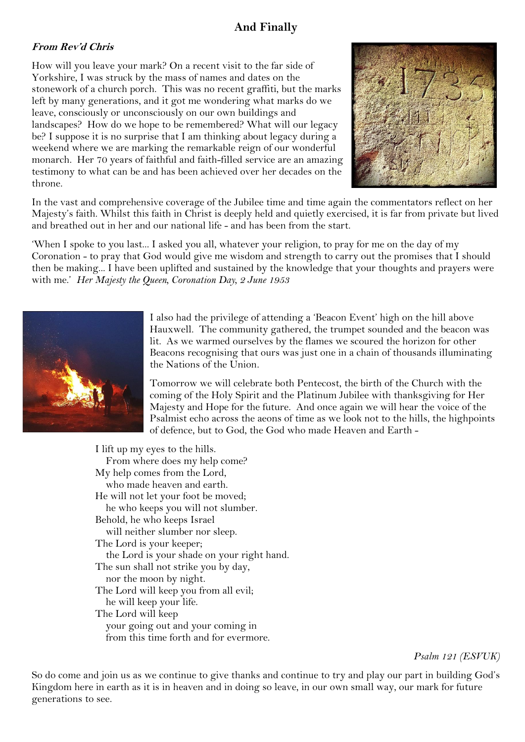## And Finally

***From Rev'd Chris***

How will you leave your mark? On a recent visit to the far side of Yorkshire, I was struck by the mass of names and dates on the stonework of a church porch. This was no recent graffiti, but the marks left by many generations, and it got me wondering what marks do we leave, consciously or unconsciously on our own buildings and landscapes? How do we hope to be remembered? What will our legacy be? I suppose it is no surprise that I am thinking about legacy during a weekend where we are marking the remarkable reign of our wonderful monarch. Her 70 years of faithful and faith-filled service are an amazing testimony to what can be and has been achieved over her decades on the throne.

In the vast and comprehensive coverage of the Jubilee time and time again the commentators reflect on her Majesty's faith. Whilst this faith in Christ is deeply held and quietly exercised, it is far from private but lived and breathed out in her and our national life - and has been from the start.

'When I spoke to you last... I asked you all, whatever your religion, to pray for me on the day of my Coronation - to pray that God would give me wisdom and strength to carry out the promises that I should then be making... I have been uplifted and sustained by the knowledge that your thoughts and prayers were with me.' *Her Majesty the Queen, Coronation Day, 2 June 1953*

I also had the privilege of attending a 'Beacon Event' high on the hill above Hauxwell. The community gathered, the trumpet sounded and the beacon was lit. As we warmed ourselves by the flames we scoured the horizon for other Beacons recognising that ours was just one in a chain of thousands illuminating the Nations of the Union.

Tomorrow we will celebrate both Pentecost, the birth of the Church with the coming of the Holy Spirit and the Platinum Jubilee with thanksgiving for Her Majesty and Hope for the future. And once again we will hear the voice of the Psalmist echo across the aeons of time as we look not to the hills, the highpoints of defence, but to God, the God who made Heaven and Earth -

I lift up my eyes to the hills.
  From where does my help come?
My help comes from the Lord,
  who made heaven and earth.
He will not let your foot be moved;
  he who keeps you will not slumber.
Behold, he who keeps Israel
  will neither slumber nor sleep.
The Lord is your keeper;
  the Lord is your shade on your right hand.
The sun shall not strike you by day,
  nor the moon by night.
The Lord will keep you from all evil;
  he will keep your life.
The Lord will keep
  your going out and your coming in
  from this time forth and for evermore.

*Psalm 121 (ESVUK)*

So do come and join us as we continue to give thanks and continue to try and play our part in building God's Kingdom here in earth as it is in heaven and in doing so leave, in our own small way, our mark for future generations to see.